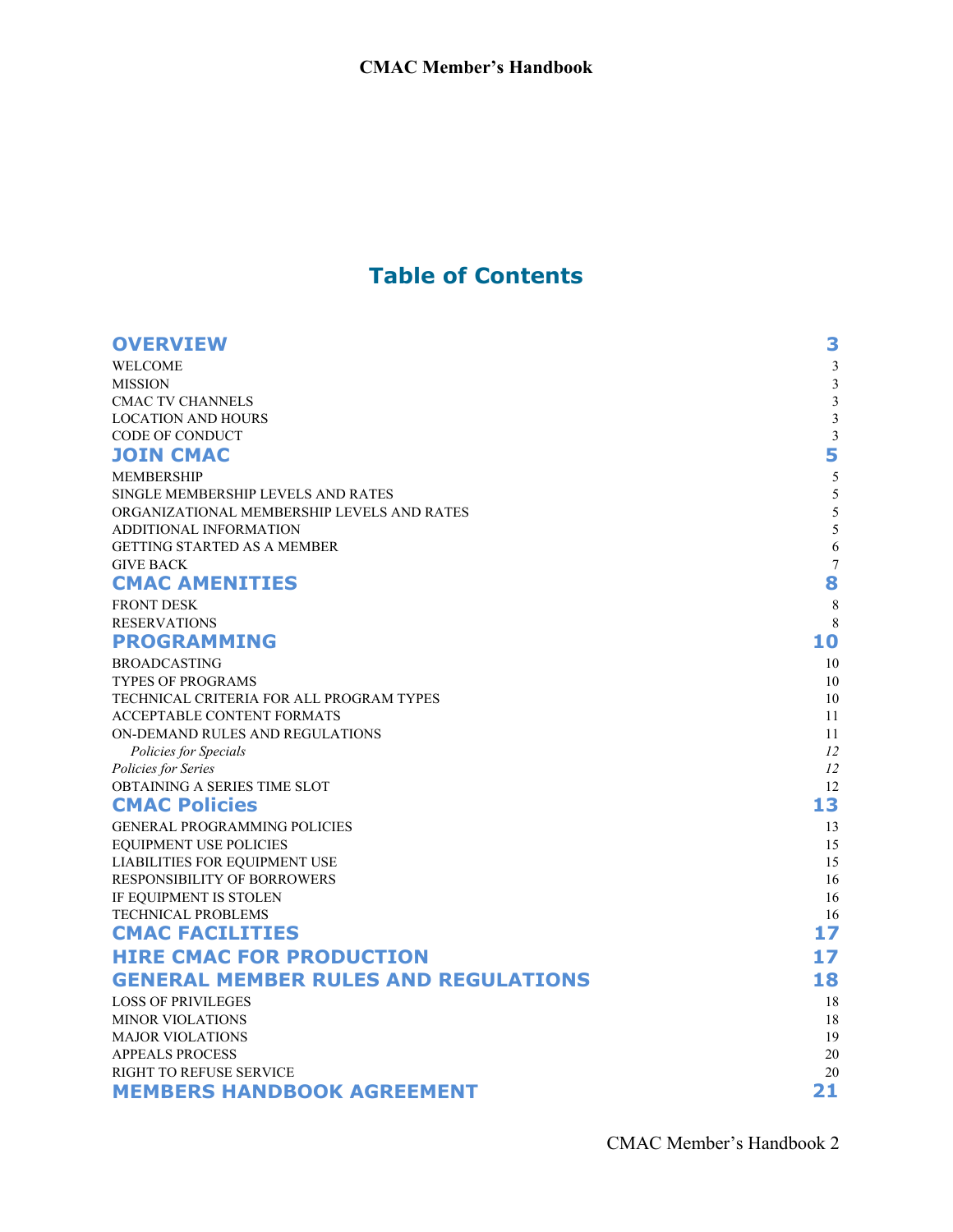# Table of Contents

| | |
|---|---|
| **OVERVIEW** | **3** |
| WELCOME | 3 |
| MISSION | 3 |
| CMAC TV CHANNELS | 3 |
| LOCATION AND HOURS | 3 |
| CODE OF CONDUCT | 3 |
| **JOIN CMAC** | **5** |
| MEMBERSHIP | 5 |
| SINGLE MEMBERSHIP LEVELS AND RATES | 5 |
| ORGANIZATIONAL MEMBERSHIP LEVELS AND RATES | 5 |
| ADDITIONAL INFORMATION | 5 |
| GETTING STARTED AS A MEMBER | 6 |
| GIVE BACK | 7 |
| **CMAC AMENITIES** | **8** |
| FRONT DESK | 8 |
| RESERVATIONS | 8 |
| **PROGRAMMING** | **10** |
| BROADCASTING | 10 |
| TYPES OF PROGRAMS | 10 |
| TECHNICAL CRITERIA FOR ALL PROGRAM TYPES | 10 |
| ACCEPTABLE CONTENT FORMATS | 11 |
| ON-DEMAND RULES AND REGULATIONS | 11 |
| *Policies for Specials* | *12* |
| *Policies for Series* | *12* |
| OBTAINING A SERIES TIME SLOT | 12 |
| **CMAC Policies** | **13** |
| GENERAL PROGRAMMING POLICIES | 13 |
| EQUIPMENT USE POLICIES | 15 |
| LIABILITIES FOR EQUIPMENT USE | 15 |
| RESPONSIBILITY OF BORROWERS | 16 |
| IF EQUIPMENT IS STOLEN | 16 |
| TECHNICAL PROBLEMS | 16 |
| **CMAC FACILITIES** | **17** |
| **HIRE CMAC FOR PRODUCTION** | **17** |
| **GENERAL MEMBER RULES AND REGULATIONS** | **18** |
| LOSS OF PRIVILEGES | 18 |
| MINOR VIOLATIONS | 18 |
| MAJOR VIOLATIONS | 19 |
| APPEALS PROCESS | 20 |
| RIGHT TO REFUSE SERVICE | 20 |
| **MEMBERS HANDBOOK AGREEMENT** | **21** |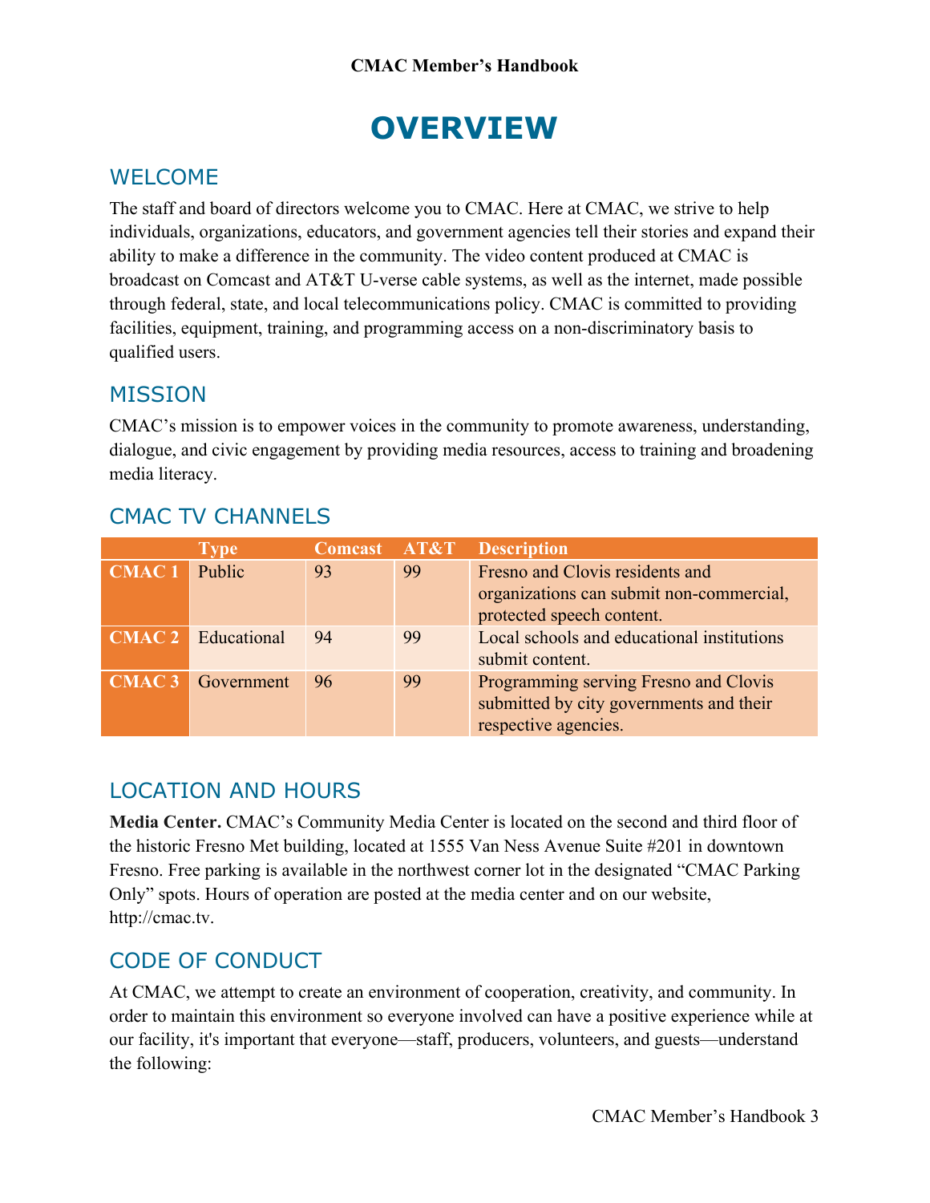# OVERVIEW

## WELCOME

The staff and board of directors welcome you to CMAC. Here at CMAC, we strive to help individuals, organizations, educators, and government agencies tell their stories and expand their ability to make a difference in the community. The video content produced at CMAC is broadcast on Comcast and AT&T U-verse cable systems, as well as the internet, made possible through federal, state, and local telecommunications policy. CMAC is committed to providing facilities, equipment, training, and programming access on a non-discriminatory basis to qualified users.

## MISSION

CMAC's mission is to empower voices in the community to promote awareness, understanding, dialogue, and civic engagement by providing media resources, access to training and broadening media literacy.

## CMAC TV CHANNELS

| | Type | Comcast | AT&T | Description |
|---|---|---|---|---|
| **CMAC 1** | Public | 93 | 99 | Fresno and Clovis residents and organizations can submit non-commercial, protected speech content. |
| **CMAC 2** | Educational | 94 | 99 | Local schools and educational institutions submit content. |
| **CMAC 3** | Government | 96 | 99 | Programming serving Fresno and Clovis submitted by city governments and their respective agencies. |

## LOCATION AND HOURS

**Media Center.** CMAC's Community Media Center is located on the second and third floor of the historic Fresno Met building, located at 1555 Van Ness Avenue Suite #201 in downtown Fresno. Free parking is available in the northwest corner lot in the designated "CMAC Parking Only" spots. Hours of operation are posted at the media center and on our website, http://cmac.tv.

## CODE OF CONDUCT

At CMAC, we attempt to create an environment of cooperation, creativity, and community. In order to maintain this environment so everyone involved can have a positive experience while at our facility, it's important that everyone—staff, producers, volunteers, and guests—understand the following: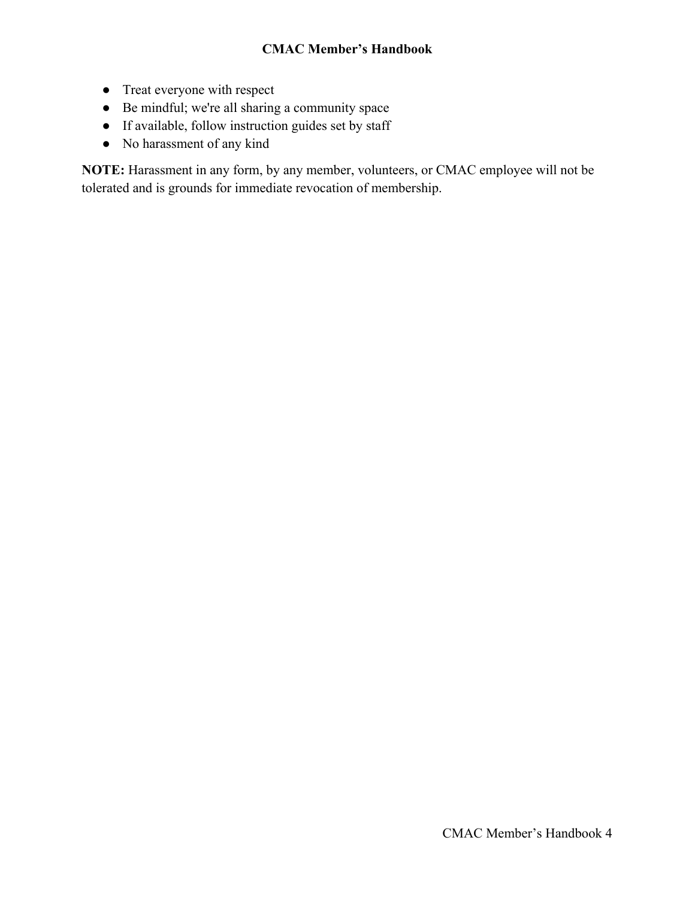- Treat everyone with respect
- Be mindful; we're all sharing a community space
- If available, follow instruction guides set by staff
- No harassment of any kind

**NOTE:** Harassment in any form, by any member, volunteers, or CMAC employee will not be tolerated and is grounds for immediate revocation of membership.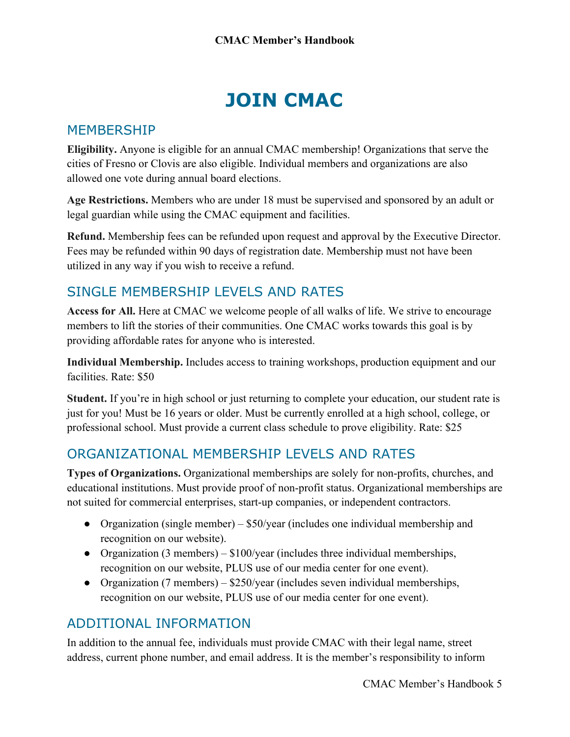# JOIN CMAC

## MEMBERSHIP

**Eligibility.** Anyone is eligible for an annual CMAC membership! Organizations that serve the cities of Fresno or Clovis are also eligible. Individual members and organizations are also allowed one vote during annual board elections.

**Age Restrictions.** Members who are under 18 must be supervised and sponsored by an adult or legal guardian while using the CMAC equipment and facilities.

**Refund.** Membership fees can be refunded upon request and approval by the Executive Director. Fees may be refunded within 90 days of registration date. Membership must not have been utilized in any way if you wish to receive a refund.

## SINGLE MEMBERSHIP LEVELS AND RATES

**Access for All.** Here at CMAC we welcome people of all walks of life. We strive to encourage members to lift the stories of their communities. One CMAC works towards this goal is by providing affordable rates for anyone who is interested.

**Individual Membership.** Includes access to training workshops, production equipment and our facilities. Rate: $50

**Student.** If you're in high school or just returning to complete your education, our student rate is just for you! Must be 16 years or older. Must be currently enrolled at a high school, college, or professional school. Must provide a current class schedule to prove eligibility. Rate: $25

## ORGANIZATIONAL MEMBERSHIP LEVELS AND RATES

**Types of Organizations.** Organizational memberships are solely for non-profits, churches, and educational institutions. Must provide proof of non-profit status. Organizational memberships are not suited for commercial enterprises, start-up companies, or independent contractors.

- Organization (single member) – $50/year (includes one individual membership and recognition on our website).
- Organization (3 members) – $100/year (includes three individual memberships, recognition on our website, PLUS use of our media center for one event).
- Organization (7 members) – $250/year (includes seven individual memberships, recognition on our website, PLUS use of our media center for one event).

## ADDITIONAL INFORMATION

In addition to the annual fee, individuals must provide CMAC with their legal name, street address, current phone number, and email address. It is the member's responsibility to inform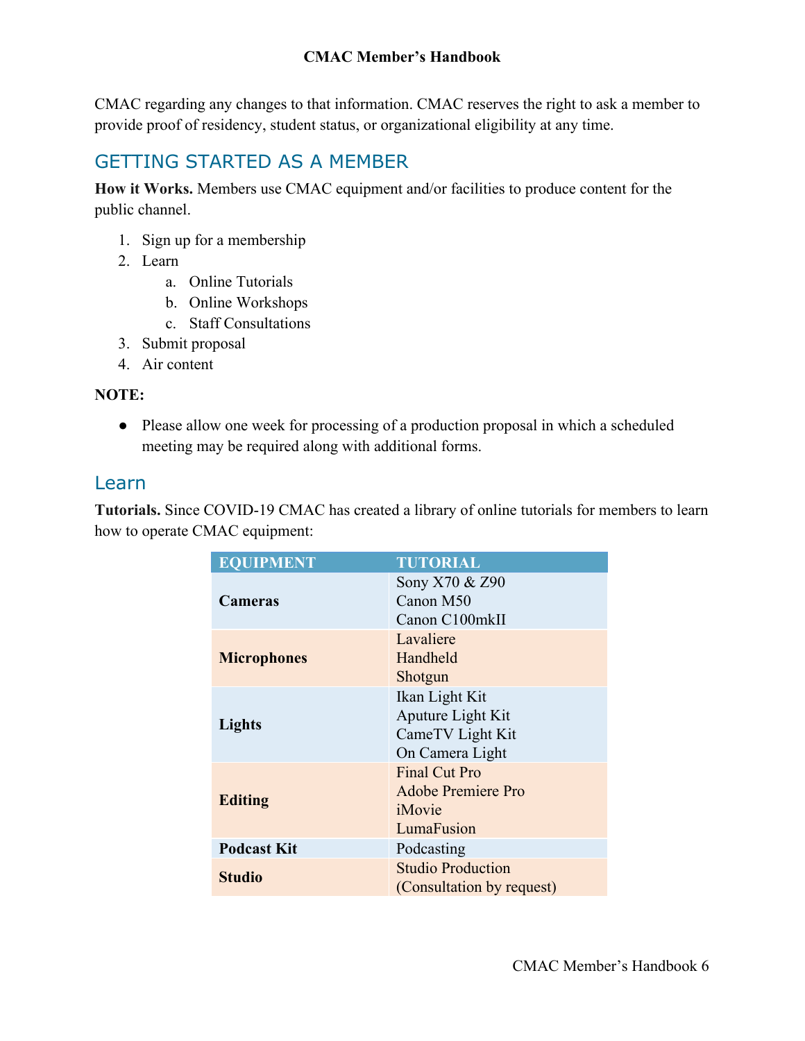CMAC regarding any changes to that information. CMAC reserves the right to ask a member to provide proof of residency, student status, or organizational eligibility at any time.

## GETTING STARTED AS A MEMBER

**How it Works.** Members use CMAC equipment and/or facilities to produce content for the public channel.

1. Sign up for a membership
2. Learn
   a. Online Tutorials
   b. Online Workshops
   c. Staff Consultations
3. Submit proposal
4. Air content

**NOTE:**

- Please allow one week for processing of a production proposal in which a scheduled meeting may be required along with additional forms.

### Learn

**Tutorials.** Since COVID-19 CMAC has created a library of online tutorials for members to learn how to operate CMAC equipment:

| EQUIPMENT | TUTORIAL |
|---|---|
| **Cameras** | Sony X70 & Z90<br>Canon M50<br>Canon C100mkII |
| **Microphones** | Lavaliere<br>Handheld<br>Shotgun |
| **Lights** | Ikan Light Kit<br>Aputure Light Kit<br>CameTV Light Kit<br>On Camera Light |
| **Editing** | Final Cut Pro<br>Adobe Premiere Pro<br>iMovie<br>LumaFusion |
| **Podcast Kit** | Podcasting |
| **Studio** | Studio Production<br>(Consultation by request) |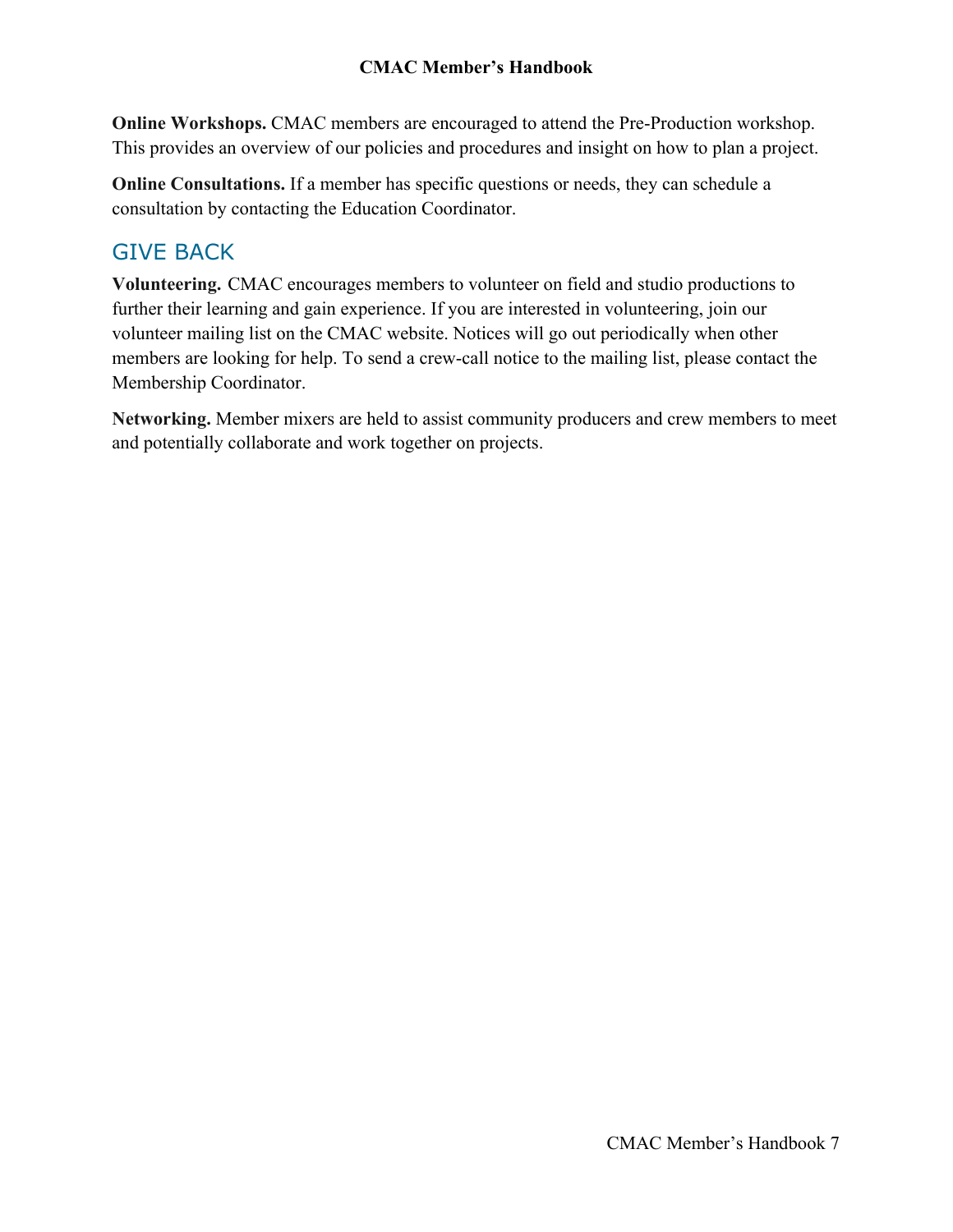**Online Workshops.** CMAC members are encouraged to attend the Pre-Production workshop. This provides an overview of our policies and procedures and insight on how to plan a project.

**Online Consultations.** If a member has specific questions or needs, they can schedule a consultation by contacting the Education Coordinator.

## GIVE BACK

**Volunteering.** CMAC encourages members to volunteer on field and studio productions to further their learning and gain experience. If you are interested in volunteering, join our volunteer mailing list on the CMAC website. Notices will go out periodically when other members are looking for help. To send a crew-call notice to the mailing list, please contact the Membership Coordinator.

**Networking.** Member mixers are held to assist community producers and crew members to meet and potentially collaborate and work together on projects.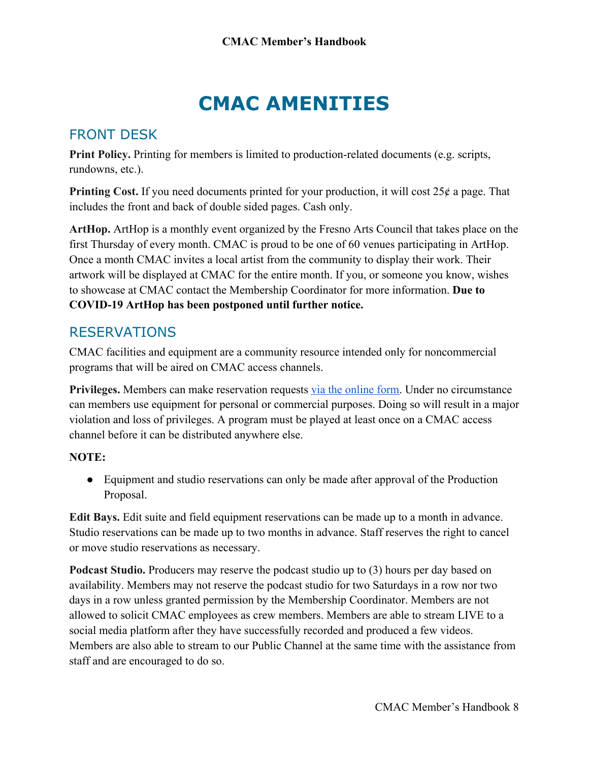# CMAC AMENITIES

## FRONT DESK

**Print Policy.** Printing for members is limited to production-related documents (e.g. scripts, rundowns, etc.).

**Printing Cost.** If you need documents printed for your production, it will cost 25¢ a page. That includes the front and back of double sided pages. Cash only.

**ArtHop.** ArtHop is a monthly event organized by the Fresno Arts Council that takes place on the first Thursday of every month. CMAC is proud to be one of 60 venues participating in ArtHop. Once a month CMAC invites a local artist from the community to display their work. Their artwork will be displayed at CMAC for the entire month. If you, or someone you know, wishes to showcase at CMAC contact the Membership Coordinator for more information. **Due to COVID-19 ArtHop has been postponed until further notice.**

## RESERVATIONS

CMAC facilities and equipment are a community resource intended only for noncommercial programs that will be aired on CMAC access channels.

**Privileges.** Members can make reservation requests via the online form. Under no circumstance can members use equipment for personal or commercial purposes. Doing so will result in a major violation and loss of privileges. A program must be played at least once on a CMAC access channel before it can be distributed anywhere else.

**NOTE:**

- Equipment and studio reservations can only be made after approval of the Production Proposal.

**Edit Bays.** Edit suite and field equipment reservations can be made up to a month in advance. Studio reservations can be made up to two months in advance. Staff reserves the right to cancel or move studio reservations as necessary.

**Podcast Studio.** Producers may reserve the podcast studio up to (3) hours per day based on availability. Members may not reserve the podcast studio for two Saturdays in a row nor two days in a row unless granted permission by the Membership Coordinator. Members are not allowed to solicit CMAC employees as crew members. Members are able to stream LIVE to a social media platform after they have successfully recorded and produced a few videos. Members are also able to stream to our Public Channel at the same time with the assistance from staff and are encouraged to do so.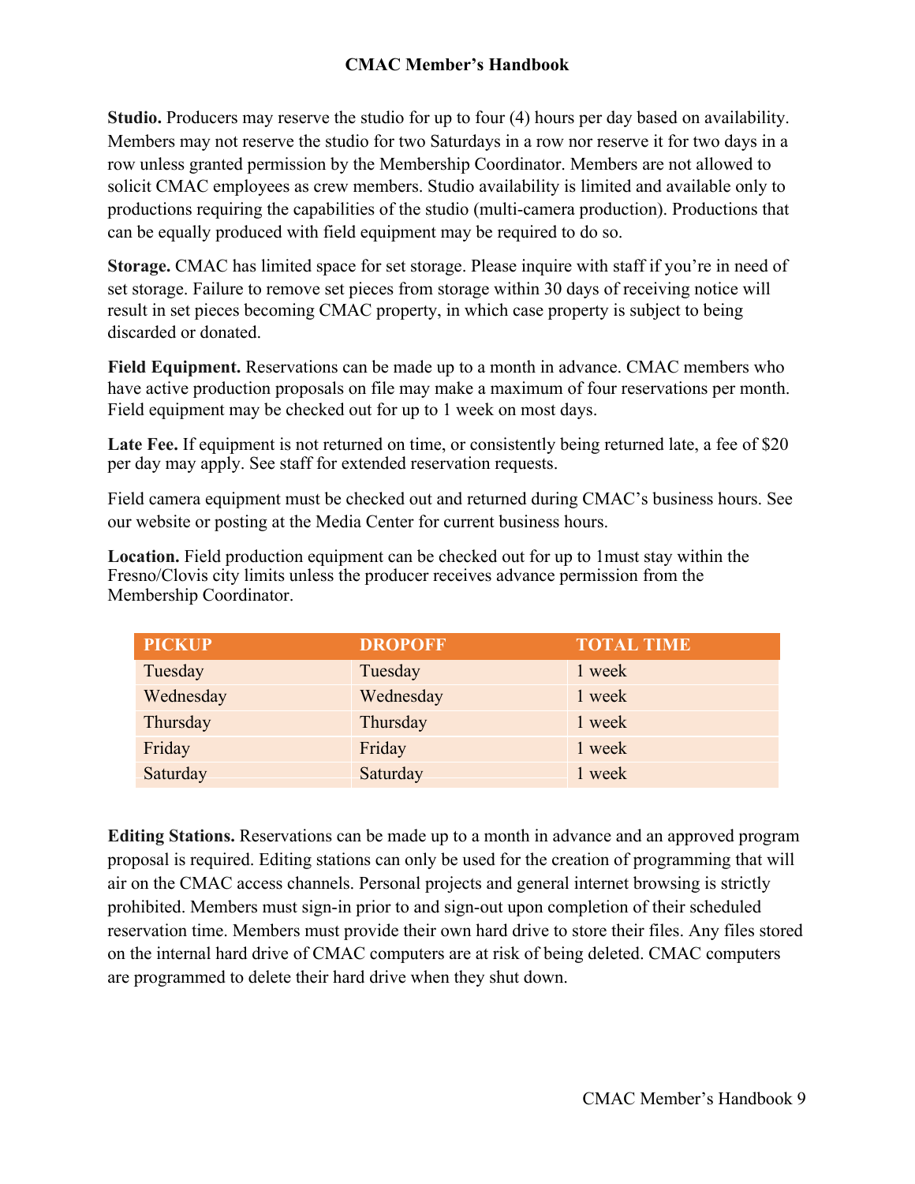**Studio.** Producers may reserve the studio for up to four (4) hours per day based on availability. Members may not reserve the studio for two Saturdays in a row nor reserve it for two days in a row unless granted permission by the Membership Coordinator. Members are not allowed to solicit CMAC employees as crew members. Studio availability is limited and available only to productions requiring the capabilities of the studio (multi-camera production). Productions that can be equally produced with field equipment may be required to do so.

**Storage.** CMAC has limited space for set storage. Please inquire with staff if you're in need of set storage. Failure to remove set pieces from storage within 30 days of receiving notice will result in set pieces becoming CMAC property, in which case property is subject to being discarded or donated.

**Field Equipment.** Reservations can be made up to a month in advance. CMAC members who have active production proposals on file may make a maximum of four reservations per month. Field equipment may be checked out for up to 1 week on most days.

**Late Fee.** If equipment is not returned on time, or consistently being returned late, a fee of $20 per day may apply. See staff for extended reservation requests.

Field camera equipment must be checked out and returned during CMAC's business hours. See our website or posting at the Media Center for current business hours.

**Location.** Field production equipment can be checked out for up to 1must stay within the Fresno/Clovis city limits unless the producer receives advance permission from the Membership Coordinator.

| PICKUP | DROPOFF | TOTAL TIME |
|---|---|---|
| Tuesday | Tuesday | 1 week |
| Wednesday | Wednesday | 1 week |
| Thursday | Thursday | 1 week |
| Friday | Friday | 1 week |
| Saturday | Saturday | 1 week |

**Editing Stations.** Reservations can be made up to a month in advance and an approved program proposal is required. Editing stations can only be used for the creation of programming that will air on the CMAC access channels. Personal projects and general internet browsing is strictly prohibited. Members must sign-in prior to and sign-out upon completion of their scheduled reservation time. Members must provide their own hard drive to store their files. Any files stored on the internal hard drive of CMAC computers are at risk of being deleted. CMAC computers are programmed to delete their hard drive when they shut down.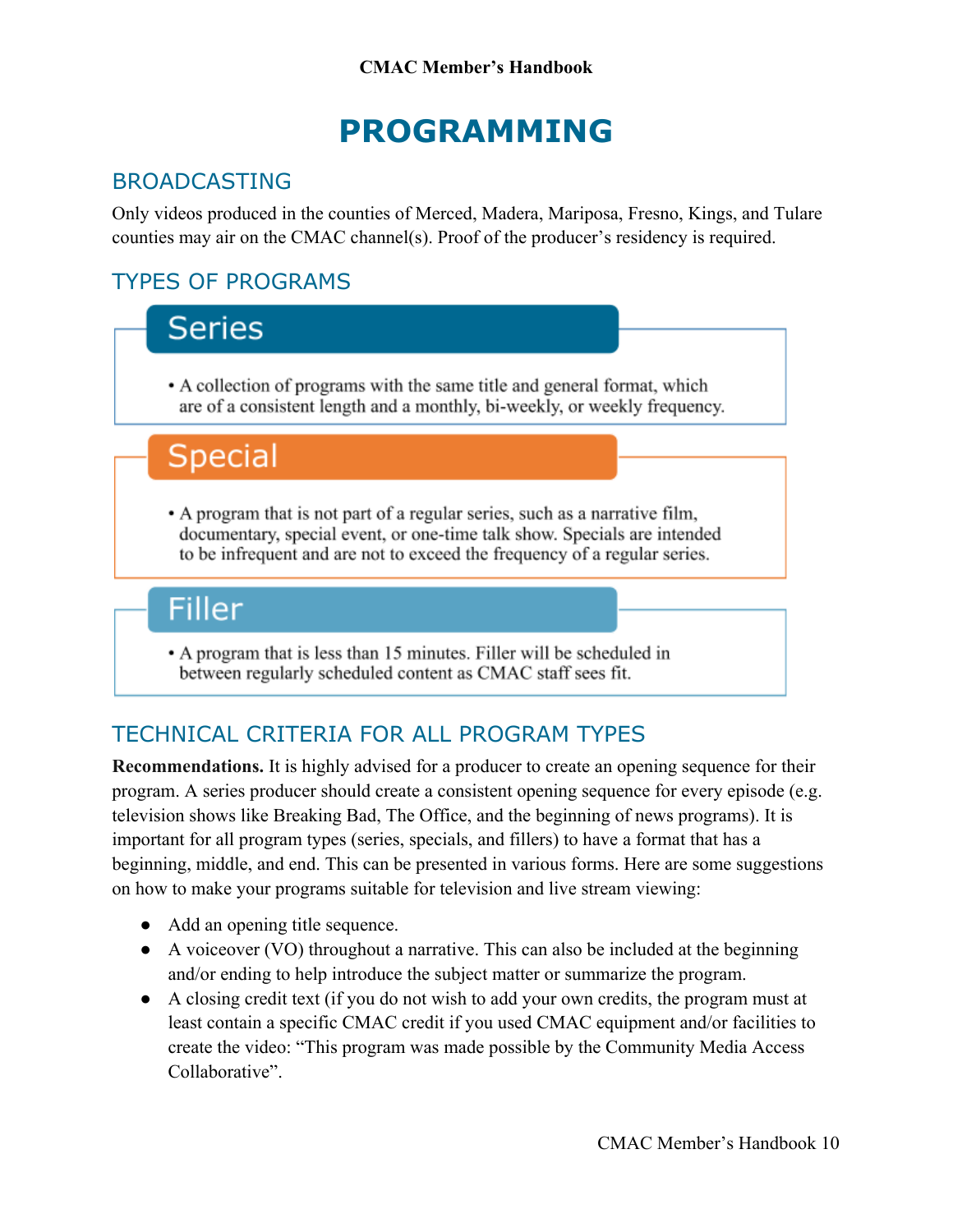# PROGRAMMING

## BROADCASTING

Only videos produced in the counties of Merced, Madera, Mariposa, Fresno, Kings, and Tulare counties may air on the CMAC channel(s). Proof of the producer's residency is required.

## TYPES OF PROGRAMS

### Series

- A collection of programs with the same title and general format, which are of a consistent length and a monthly, bi-weekly, or weekly frequency.

### Special

- A program that is not part of a regular series, such as a narrative film, documentary, special event, or one-time talk show. Specials are intended to be infrequent and are not to exceed the frequency of a regular series.

### Filler

- A program that is less than 15 minutes. Filler will be scheduled in between regularly scheduled content as CMAC staff sees fit.

## TECHNICAL CRITERIA FOR ALL PROGRAM TYPES

**Recommendations.** It is highly advised for a producer to create an opening sequence for their program. A series producer should create a consistent opening sequence for every episode (e.g. television shows like Breaking Bad, The Office, and the beginning of news programs). It is important for all program types (series, specials, and fillers) to have a format that has a beginning, middle, and end. This can be presented in various forms. Here are some suggestions on how to make your programs suitable for television and live stream viewing:

- Add an opening title sequence.
- A voiceover (VO) throughout a narrative. This can also be included at the beginning and/or ending to help introduce the subject matter or summarize the program.
- A closing credit text (if you do not wish to add your own credits, the program must at least contain a specific CMAC credit if you used CMAC equipment and/or facilities to create the video: "This program was made possible by the Community Media Access Collaborative".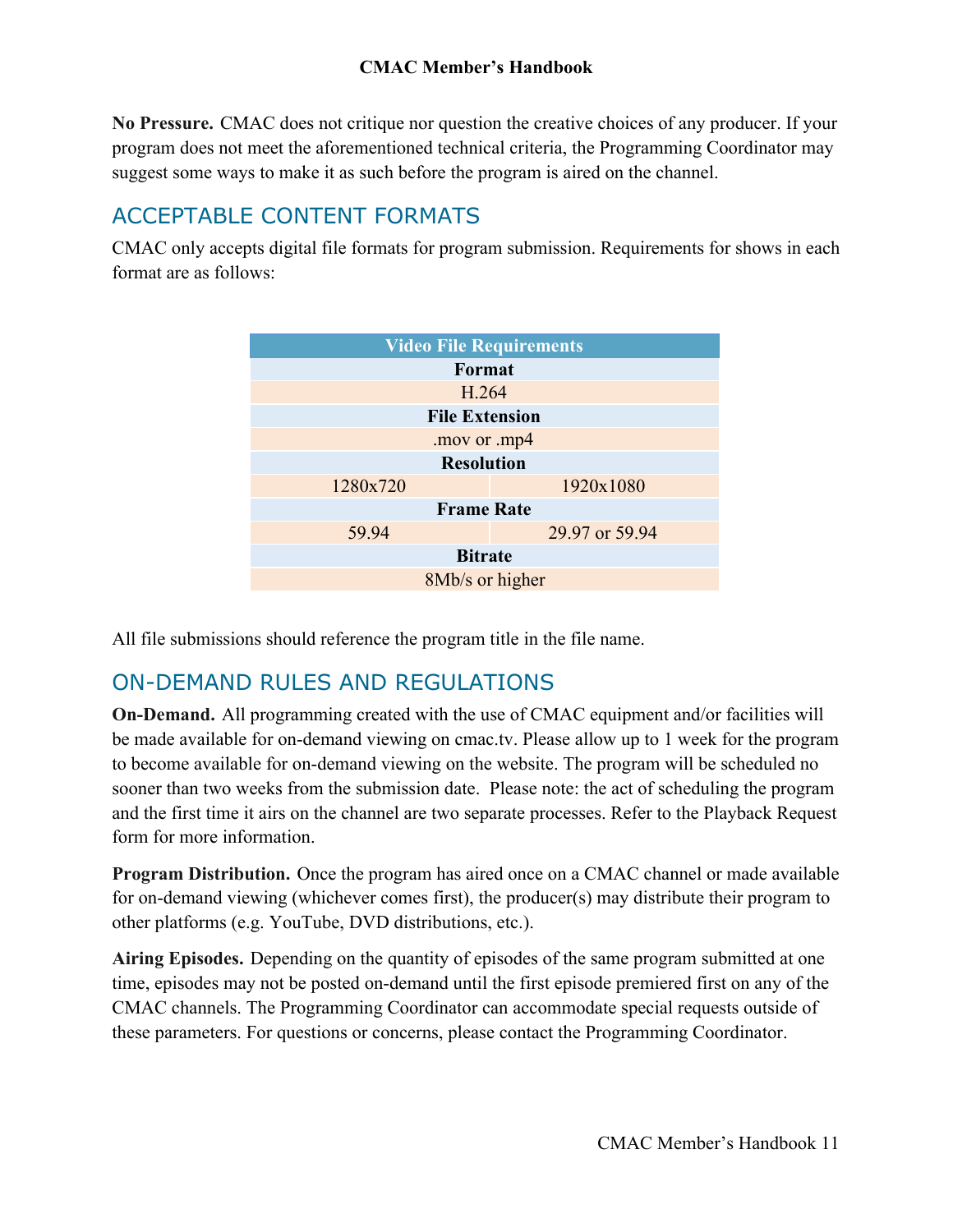**No Pressure.** CMAC does not critique nor question the creative choices of any producer. If your program does not meet the aforementioned technical criteria, the Programming Coordinator may suggest some ways to make it as such before the program is aired on the channel.

## ACCEPTABLE CONTENT FORMATS

CMAC only accepts digital file formats for program submission. Requirements for shows in each format are as follows:

| Video File Requirements | |
|---|---|
| **Format** | |
| H.264 | |
| **File Extension** | |
| .mov or .mp4 | |
| **Resolution** | |
| 1280x720 | 1920x1080 |
| **Frame Rate** | |
| 59.94 | 29.97 or 59.94 |
| **Bitrate** | |
| 8Mb/s or higher | |

All file submissions should reference the program title in the file name.

## ON-DEMAND RULES AND REGULATIONS

**On-Demand.** All programming created with the use of CMAC equipment and/or facilities will be made available for on-demand viewing on cmac.tv. Please allow up to 1 week for the program to become available for on-demand viewing on the website. The program will be scheduled no sooner than two weeks from the submission date. Please note: the act of scheduling the program and the first time it airs on the channel are two separate processes. Refer to the Playback Request form for more information.

**Program Distribution.** Once the program has aired once on a CMAC channel or made available for on-demand viewing (whichever comes first), the producer(s) may distribute their program to other platforms (e.g. YouTube, DVD distributions, etc.).

**Airing Episodes.** Depending on the quantity of episodes of the same program submitted at one time, episodes may not be posted on-demand until the first episode premiered first on any of the CMAC channels. The Programming Coordinator can accommodate special requests outside of these parameters. For questions or concerns, please contact the Programming Coordinator.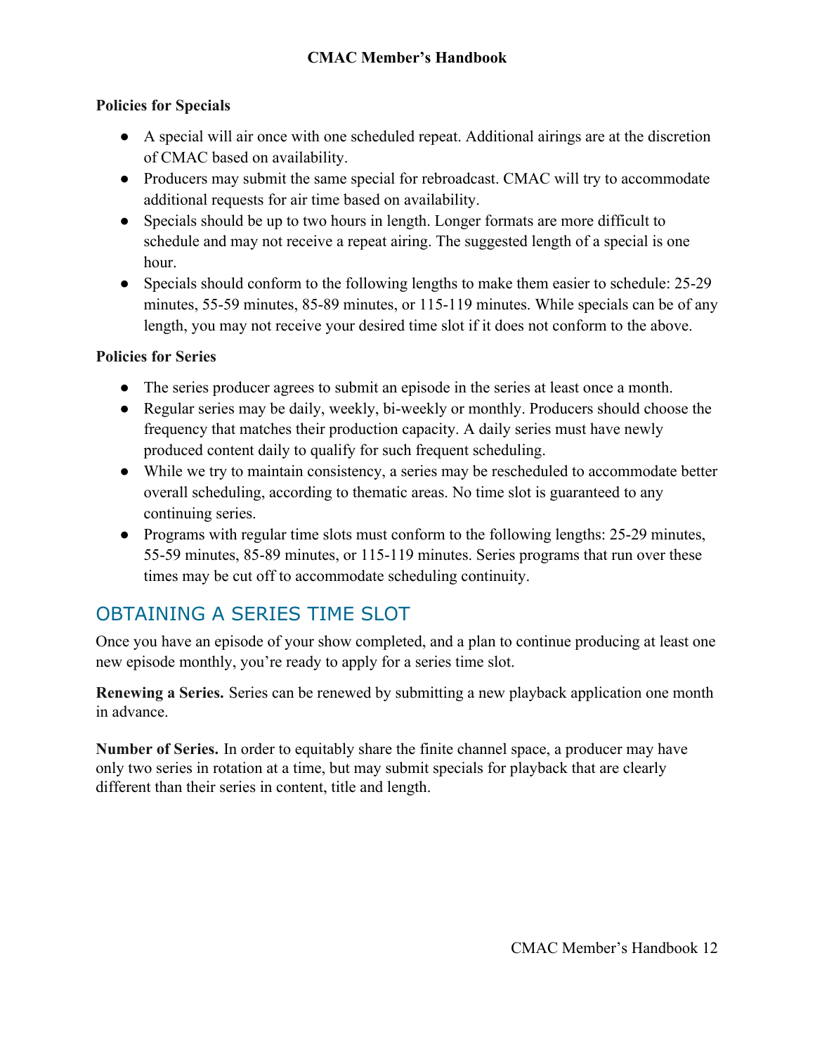**Policies for Specials**

- A special will air once with one scheduled repeat. Additional airings are at the discretion of CMAC based on availability.
- Producers may submit the same special for rebroadcast. CMAC will try to accommodate additional requests for air time based on availability.
- Specials should be up to two hours in length. Longer formats are more difficult to schedule and may not receive a repeat airing. The suggested length of a special is one hour.
- Specials should conform to the following lengths to make them easier to schedule: 25-29 minutes, 55-59 minutes, 85-89 minutes, or 115-119 minutes. While specials can be of any length, you may not receive your desired time slot if it does not conform to the above.

**Policies for Series**

- The series producer agrees to submit an episode in the series at least once a month.
- Regular series may be daily, weekly, bi-weekly or monthly. Producers should choose the frequency that matches their production capacity. A daily series must have newly produced content daily to qualify for such frequent scheduling.
- While we try to maintain consistency, a series may be rescheduled to accommodate better overall scheduling, according to thematic areas. No time slot is guaranteed to any continuing series.
- Programs with regular time slots must conform to the following lengths: 25-29 minutes, 55-59 minutes, 85-89 minutes, or 115-119 minutes. Series programs that run over these times may be cut off to accommodate scheduling continuity.

## OBTAINING A SERIES TIME SLOT

Once you have an episode of your show completed, and a plan to continue producing at least one new episode monthly, you're ready to apply for a series time slot.

**Renewing a Series.** Series can be renewed by submitting a new playback application one month in advance.

**Number of Series.** In order to equitably share the finite channel space, a producer may have only two series in rotation at a time, but may submit specials for playback that are clearly different than their series in content, title and length.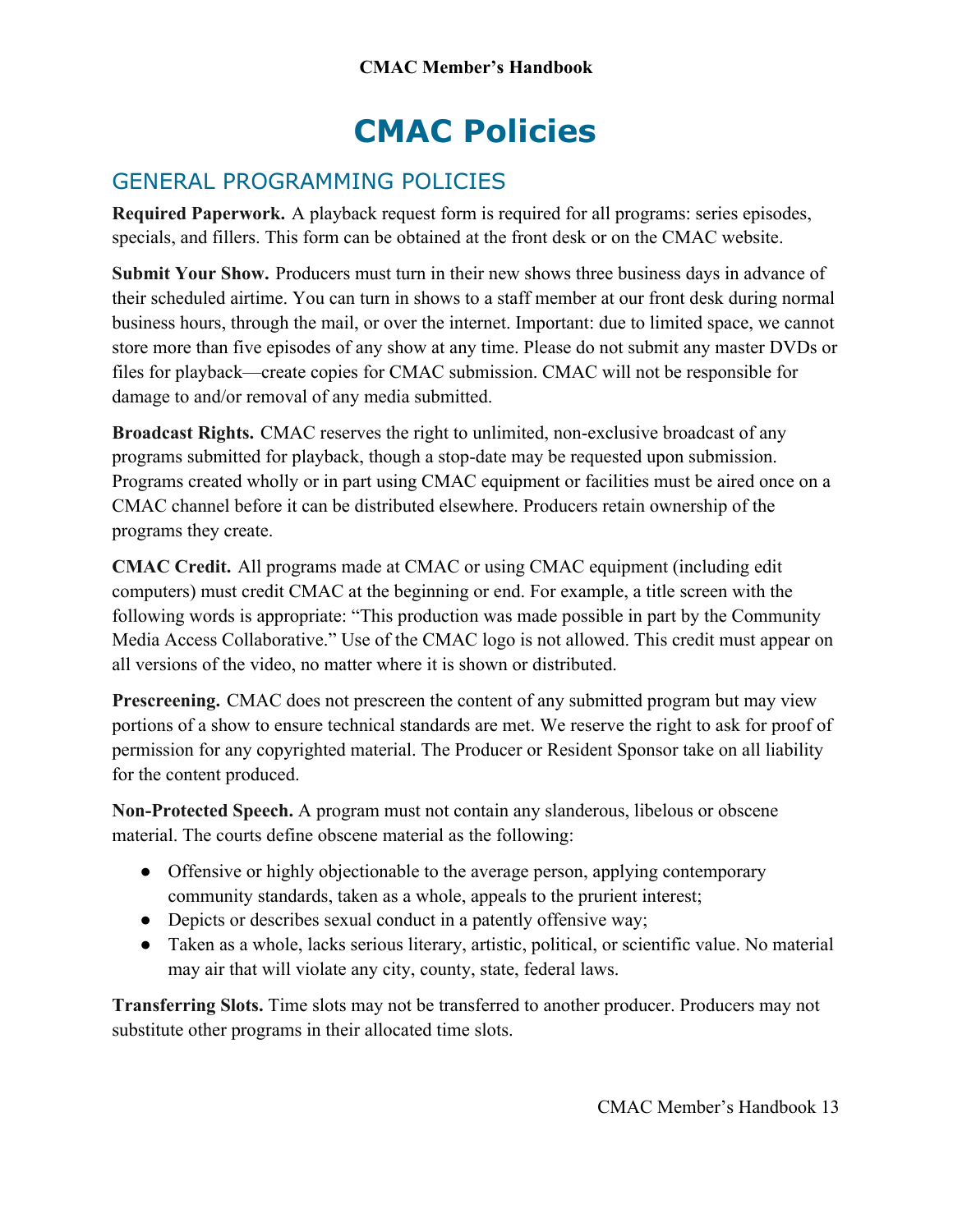# CMAC Policies

## GENERAL PROGRAMMING POLICIES

**Required Paperwork.** A playback request form is required for all programs: series episodes, specials, and fillers. This form can be obtained at the front desk or on the CMAC website.

**Submit Your Show.** Producers must turn in their new shows three business days in advance of their scheduled airtime. You can turn in shows to a staff member at our front desk during normal business hours, through the mail, or over the internet. Important: due to limited space, we cannot store more than five episodes of any show at any time. Please do not submit any master DVDs or files for playback—create copies for CMAC submission. CMAC will not be responsible for damage to and/or removal of any media submitted.

**Broadcast Rights.** CMAC reserves the right to unlimited, non-exclusive broadcast of any programs submitted for playback, though a stop-date may be requested upon submission. Programs created wholly or in part using CMAC equipment or facilities must be aired once on a CMAC channel before it can be distributed elsewhere. Producers retain ownership of the programs they create.

**CMAC Credit.** All programs made at CMAC or using CMAC equipment (including edit computers) must credit CMAC at the beginning or end. For example, a title screen with the following words is appropriate: "This production was made possible in part by the Community Media Access Collaborative." Use of the CMAC logo is not allowed. This credit must appear on all versions of the video, no matter where it is shown or distributed.

**Prescreening.** CMAC does not prescreen the content of any submitted program but may view portions of a show to ensure technical standards are met. We reserve the right to ask for proof of permission for any copyrighted material. The Producer or Resident Sponsor take on all liability for the content produced.

**Non-Protected Speech.** A program must not contain any slanderous, libelous or obscene material. The courts define obscene material as the following:

- Offensive or highly objectionable to the average person, applying contemporary community standards, taken as a whole, appeals to the prurient interest;
- Depicts or describes sexual conduct in a patently offensive way;
- Taken as a whole, lacks serious literary, artistic, political, or scientific value. No material may air that will violate any city, county, state, federal laws.

**Transferring Slots.** Time slots may not be transferred to another producer. Producers may not substitute other programs in their allocated time slots.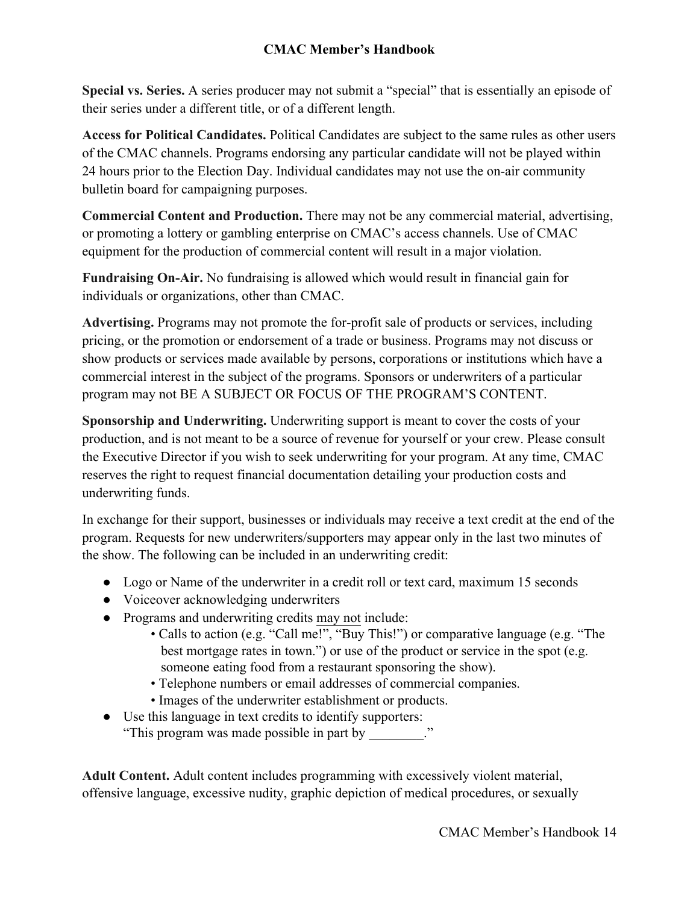**Special vs. Series.** A series producer may not submit a "special" that is essentially an episode of their series under a different title, or of a different length.

**Access for Political Candidates.** Political Candidates are subject to the same rules as other users of the CMAC channels. Programs endorsing any particular candidate will not be played within 24 hours prior to the Election Day. Individual candidates may not use the on-air community bulletin board for campaigning purposes.

**Commercial Content and Production.** There may not be any commercial material, advertising, or promoting a lottery or gambling enterprise on CMAC's access channels. Use of CMAC equipment for the production of commercial content will result in a major violation.

**Fundraising On-Air.** No fundraising is allowed which would result in financial gain for individuals or organizations, other than CMAC.

**Advertising.** Programs may not promote the for-profit sale of products or services, including pricing, or the promotion or endorsement of a trade or business. Programs may not discuss or show products or services made available by persons, corporations or institutions which have a commercial interest in the subject of the programs. Sponsors or underwriters of a particular program may not BE A SUBJECT OR FOCUS OF THE PROGRAM'S CONTENT.

**Sponsorship and Underwriting.** Underwriting support is meant to cover the costs of your production, and is not meant to be a source of revenue for yourself or your crew. Please consult the Executive Director if you wish to seek underwriting for your program. At any time, CMAC reserves the right to request financial documentation detailing your production costs and underwriting funds.

In exchange for their support, businesses or individuals may receive a text credit at the end of the program. Requests for new underwriters/supporters may appear only in the last two minutes of the show. The following can be included in an underwriting credit:

- Logo or Name of the underwriter in a credit roll or text card, maximum 15 seconds
- Voiceover acknowledging underwriters
- Programs and underwriting credits <u>may not</u> include:
  - Calls to action (e.g. "Call me!", "Buy This!") or comparative language (e.g. "The best mortgage rates in town.") or use of the product or service in the spot (e.g. someone eating food from a restaurant sponsoring the show).
  - Telephone numbers or email addresses of commercial companies.
  - Images of the underwriter establishment or products.
- Use this language in text credits to identify supporters:
  "This program was made possible in part by ________."

**Adult Content.** Adult content includes programming with excessively violent material, offensive language, excessive nudity, graphic depiction of medical procedures, or sexually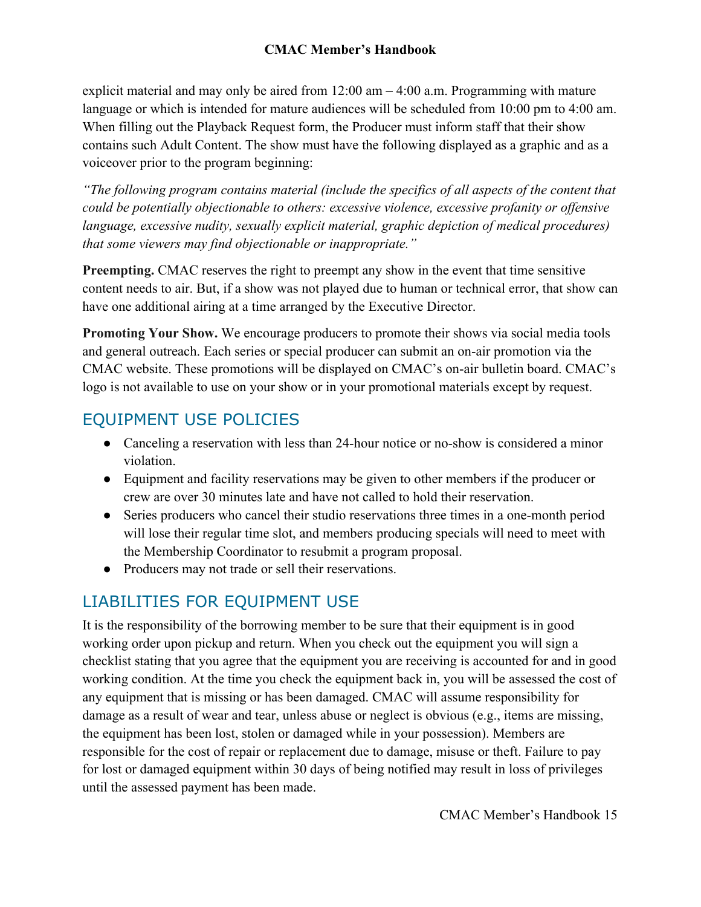explicit material and may only be aired from 12:00 am – 4:00 a.m. Programming with mature language or which is intended for mature audiences will be scheduled from 10:00 pm to 4:00 am. When filling out the Playback Request form, the Producer must inform staff that their show contains such Adult Content. The show must have the following displayed as a graphic and as a voiceover prior to the program beginning:

*“The following program contains material (include the specifics of all aspects of the content that could be potentially objectionable to others: excessive violence, excessive profanity or offensive language, excessive nudity, sexually explicit material, graphic depiction of medical procedures) that some viewers may find objectionable or inappropriate.”*

**Preempting.** CMAC reserves the right to preempt any show in the event that time sensitive content needs to air. But, if a show was not played due to human or technical error, that show can have one additional airing at a time arranged by the Executive Director.

**Promoting Your Show.** We encourage producers to promote their shows via social media tools and general outreach. Each series or special producer can submit an on-air promotion via the CMAC website. These promotions will be displayed on CMAC’s on-air bulletin board. CMAC’s logo is not available to use on your show or in your promotional materials except by request.

## EQUIPMENT USE POLICIES

- Canceling a reservation with less than 24-hour notice or no-show is considered a minor violation.
- Equipment and facility reservations may be given to other members if the producer or crew are over 30 minutes late and have not called to hold their reservation.
- Series producers who cancel their studio reservations three times in a one-month period will lose their regular time slot, and members producing specials will need to meet with the Membership Coordinator to resubmit a program proposal.
- Producers may not trade or sell their reservations.

## LIABILITIES FOR EQUIPMENT USE

It is the responsibility of the borrowing member to be sure that their equipment is in good working order upon pickup and return. When you check out the equipment you will sign a checklist stating that you agree that the equipment you are receiving is accounted for and in good working condition. At the time you check the equipment back in, you will be assessed the cost of any equipment that is missing or has been damaged. CMAC will assume responsibility for damage as a result of wear and tear, unless abuse or neglect is obvious (e.g., items are missing, the equipment has been lost, stolen or damaged while in your possession). Members are responsible for the cost of repair or replacement due to damage, misuse or theft. Failure to pay for lost or damaged equipment within 30 days of being notified may result in loss of privileges until the assessed payment has been made.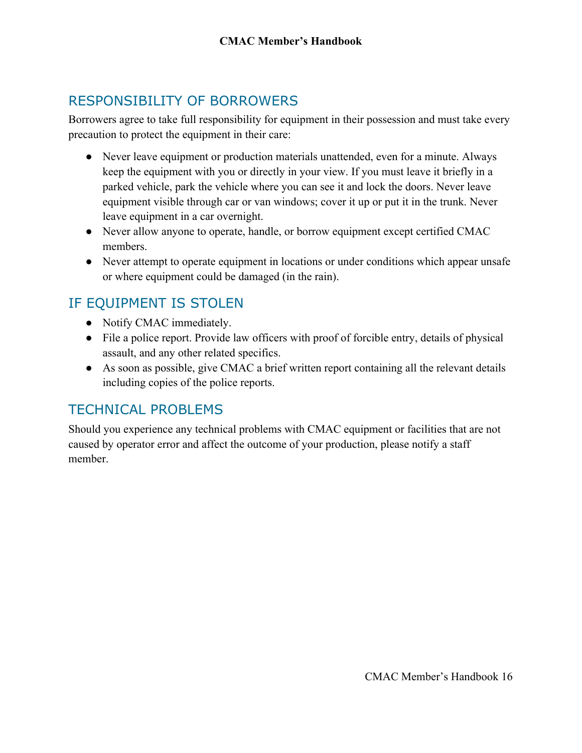## RESPONSIBILITY OF BORROWERS

Borrowers agree to take full responsibility for equipment in their possession and must take every precaution to protect the equipment in their care:

- Never leave equipment or production materials unattended, even for a minute. Always keep the equipment with you or directly in your view. If you must leave it briefly in a parked vehicle, park the vehicle where you can see it and lock the doors. Never leave equipment visible through car or van windows; cover it up or put it in the trunk. Never leave equipment in a car overnight.
- Never allow anyone to operate, handle, or borrow equipment except certified CMAC members.
- Never attempt to operate equipment in locations or under conditions which appear unsafe or where equipment could be damaged (in the rain).

## IF EQUIPMENT IS STOLEN

- Notify CMAC immediately.
- File a police report. Provide law officers with proof of forcible entry, details of physical assault, and any other related specifics.
- As soon as possible, give CMAC a brief written report containing all the relevant details including copies of the police reports.

## TECHNICAL PROBLEMS

Should you experience any technical problems with CMAC equipment or facilities that are not caused by operator error and affect the outcome of your production, please notify a staff member.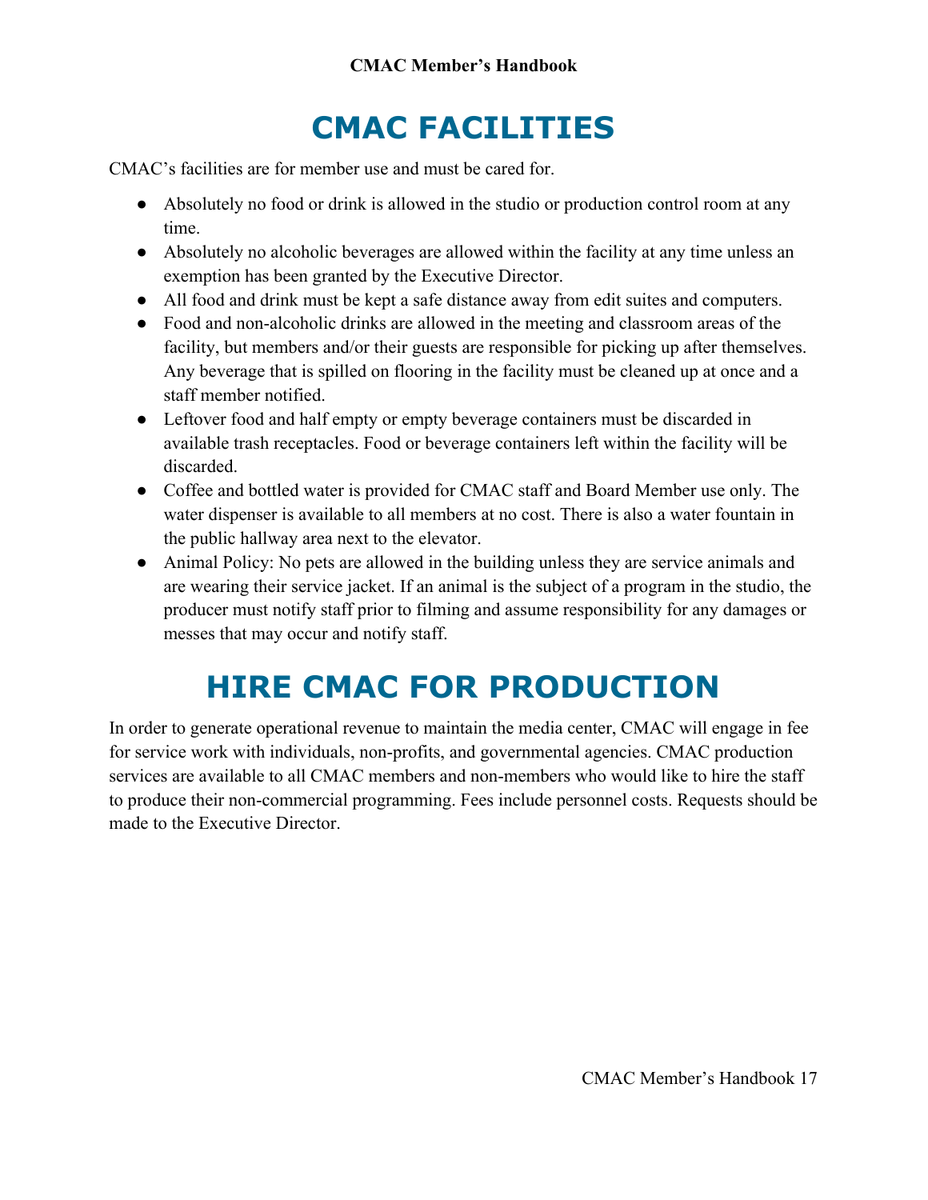# CMAC FACILITIES

CMAC's facilities are for member use and must be cared for.

- Absolutely no food or drink is allowed in the studio or production control room at any time.
- Absolutely no alcoholic beverages are allowed within the facility at any time unless an exemption has been granted by the Executive Director.
- All food and drink must be kept a safe distance away from edit suites and computers.
- Food and non-alcoholic drinks are allowed in the meeting and classroom areas of the facility, but members and/or their guests are responsible for picking up after themselves. Any beverage that is spilled on flooring in the facility must be cleaned up at once and a staff member notified.
- Leftover food and half empty or empty beverage containers must be discarded in available trash receptacles. Food or beverage containers left within the facility will be discarded.
- Coffee and bottled water is provided for CMAC staff and Board Member use only. The water dispenser is available to all members at no cost. There is also a water fountain in the public hallway area next to the elevator.
- Animal Policy: No pets are allowed in the building unless they are service animals and are wearing their service jacket. If an animal is the subject of a program in the studio, the producer must notify staff prior to filming and assume responsibility for any damages or messes that may occur and notify staff.

# HIRE CMAC FOR PRODUCTION

In order to generate operational revenue to maintain the media center, CMAC will engage in fee for service work with individuals, non-profits, and governmental agencies. CMAC production services are available to all CMAC members and non-members who would like to hire the staff to produce their non-commercial programming. Fees include personnel costs. Requests should be made to the Executive Director.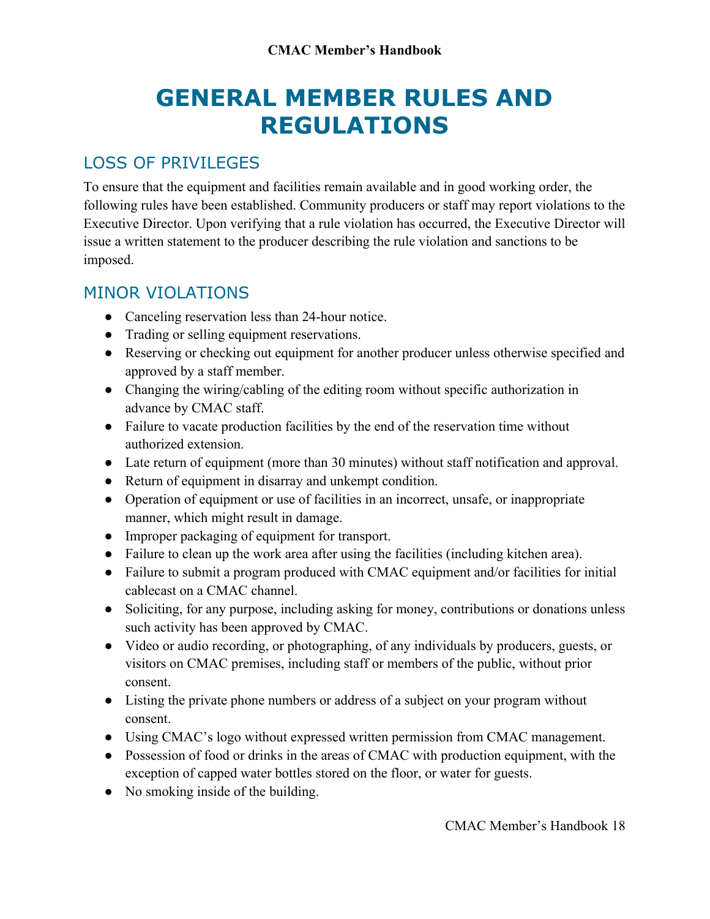# GENERAL MEMBER RULES AND REGULATIONS

## LOSS OF PRIVILEGES

To ensure that the equipment and facilities remain available and in good working order, the following rules have been established. Community producers or staff may report violations to the Executive Director. Upon verifying that a rule violation has occurred, the Executive Director will issue a written statement to the producer describing the rule violation and sanctions to be imposed.

## MINOR VIOLATIONS

- Canceling reservation less than 24-hour notice.
- Trading or selling equipment reservations.
- Reserving or checking out equipment for another producer unless otherwise specified and approved by a staff member.
- Changing the wiring/cabling of the editing room without specific authorization in advance by CMAC staff.
- Failure to vacate production facilities by the end of the reservation time without authorized extension.
- Late return of equipment (more than 30 minutes) without staff notification and approval.
- Return of equipment in disarray and unkempt condition.
- Operation of equipment or use of facilities in an incorrect, unsafe, or inappropriate manner, which might result in damage.
- Improper packaging of equipment for transport.
- Failure to clean up the work area after using the facilities (including kitchen area).
- Failure to submit a program produced with CMAC equipment and/or facilities for initial cablecast on a CMAC channel.
- Soliciting, for any purpose, including asking for money, contributions or donations unless such activity has been approved by CMAC.
- Video or audio recording, or photographing, of any individuals by producers, guests, or visitors on CMAC premises, including staff or members of the public, without prior consent.
- Listing the private phone numbers or address of a subject on your program without consent.
- Using CMAC's logo without expressed written permission from CMAC management.
- Possession of food or drinks in the areas of CMAC with production equipment, with the exception of capped water bottles stored on the floor, or water for guests.
- No smoking inside of the building.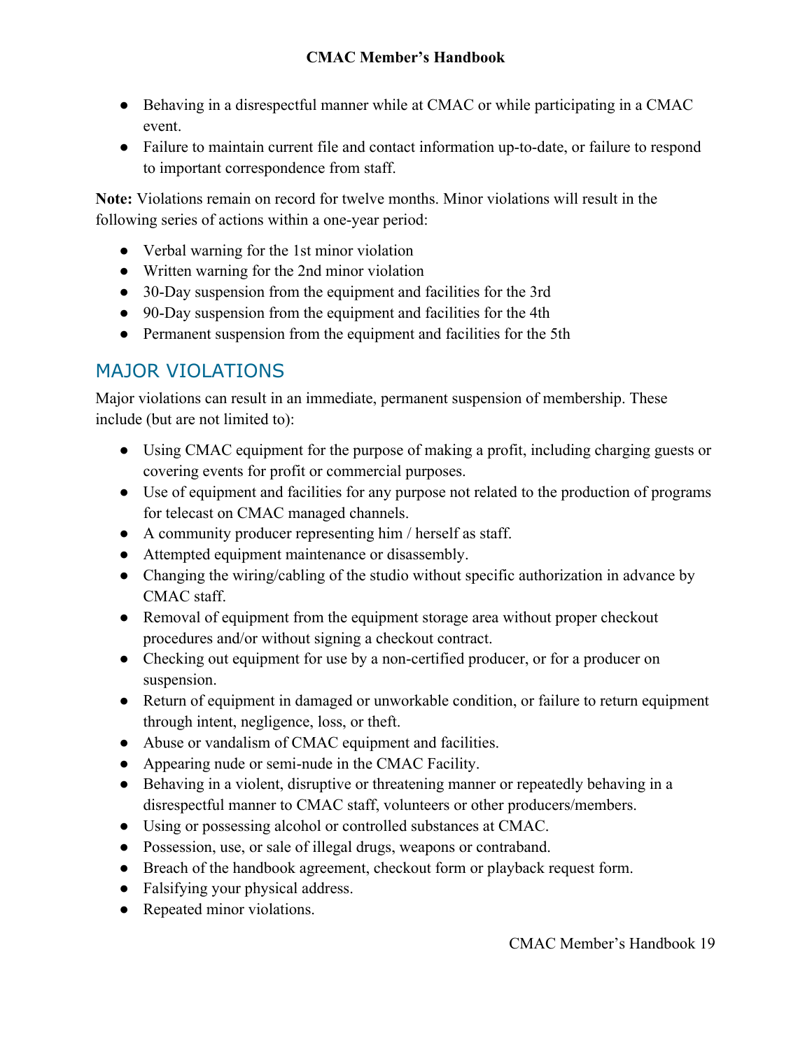- Behaving in a disrespectful manner while at CMAC or while participating in a CMAC event.
- Failure to maintain current file and contact information up-to-date, or failure to respond to important correspondence from staff.

**Note:** Violations remain on record for twelve months. Minor violations will result in the following series of actions within a one-year period:

- Verbal warning for the 1st minor violation
- Written warning for the 2nd minor violation
- 30-Day suspension from the equipment and facilities for the 3rd
- 90-Day suspension from the equipment and facilities for the 4th
- Permanent suspension from the equipment and facilities for the 5th

## MAJOR VIOLATIONS

Major violations can result in an immediate, permanent suspension of membership. These include (but are not limited to):

- Using CMAC equipment for the purpose of making a profit, including charging guests or covering events for profit or commercial purposes.
- Use of equipment and facilities for any purpose not related to the production of programs for telecast on CMAC managed channels.
- A community producer representing him / herself as staff.
- Attempted equipment maintenance or disassembly.
- Changing the wiring/cabling of the studio without specific authorization in advance by CMAC staff.
- Removal of equipment from the equipment storage area without proper checkout procedures and/or without signing a checkout contract.
- Checking out equipment for use by a non-certified producer, or for a producer on suspension.
- Return of equipment in damaged or unworkable condition, or failure to return equipment through intent, negligence, loss, or theft.
- Abuse or vandalism of CMAC equipment and facilities.
- Appearing nude or semi-nude in the CMAC Facility.
- Behaving in a violent, disruptive or threatening manner or repeatedly behaving in a disrespectful manner to CMAC staff, volunteers or other producers/members.
- Using or possessing alcohol or controlled substances at CMAC.
- Possession, use, or sale of illegal drugs, weapons or contraband.
- Breach of the handbook agreement, checkout form or playback request form.
- Falsifying your physical address.
- Repeated minor violations.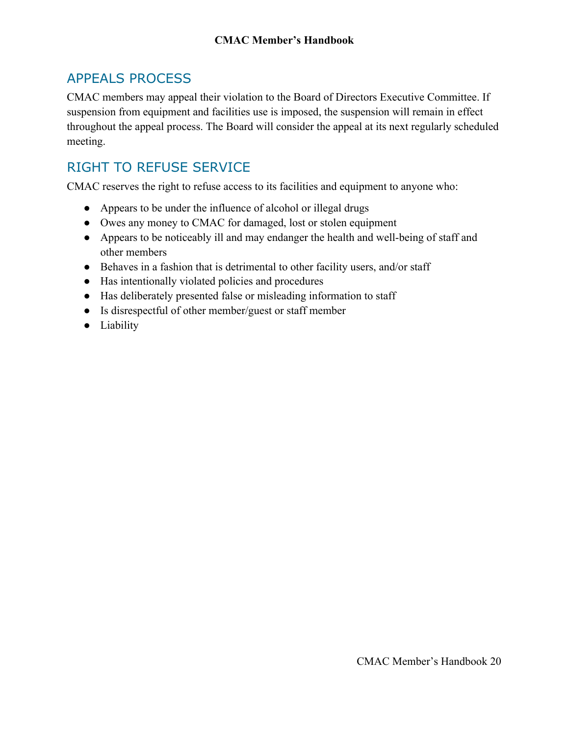## APPEALS PROCESS

CMAC members may appeal their violation to the Board of Directors Executive Committee. If suspension from equipment and facilities use is imposed, the suspension will remain in effect throughout the appeal process. The Board will consider the appeal at its next regularly scheduled meeting.

## RIGHT TO REFUSE SERVICE

CMAC reserves the right to refuse access to its facilities and equipment to anyone who:

- Appears to be under the influence of alcohol or illegal drugs
- Owes any money to CMAC for damaged, lost or stolen equipment
- Appears to be noticeably ill and may endanger the health and well-being of staff and other members
- Behaves in a fashion that is detrimental to other facility users, and/or staff
- Has intentionally violated policies and procedures
- Has deliberately presented false or misleading information to staff
- Is disrespectful of other member/guest or staff member
- Liability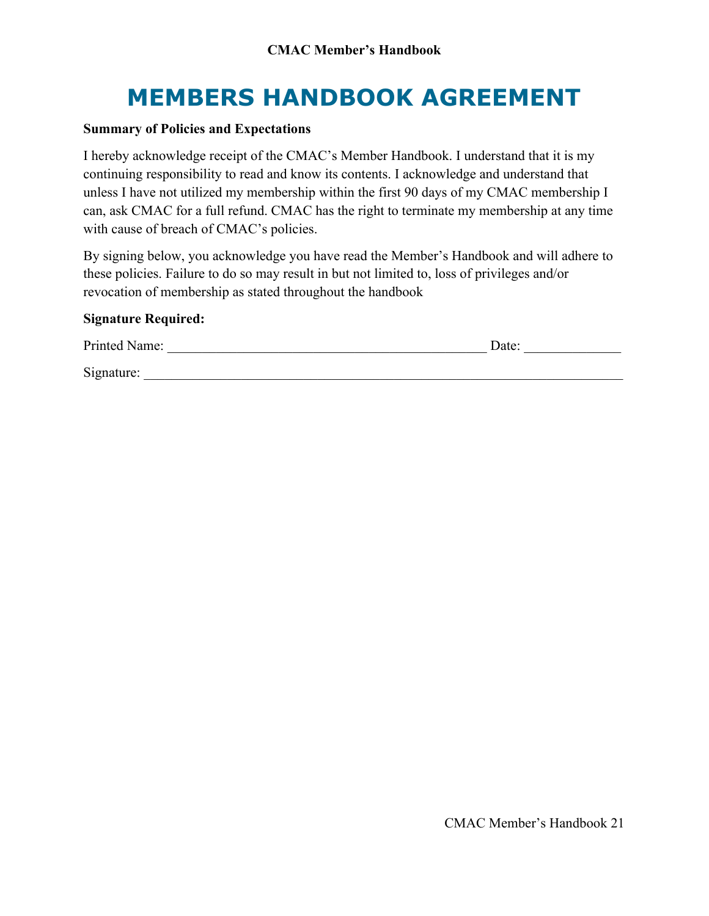# MEMBERS HANDBOOK AGREEMENT

**Summary of Policies and Expectations**

I hereby acknowledge receipt of the CMAC's Member Handbook. I understand that it is my continuing responsibility to read and know its contents. I acknowledge and understand that unless I have not utilized my membership within the first 90 days of my CMAC membership I can, ask CMAC for a full refund. CMAC has the right to terminate my membership at any time with cause of breach of CMAC's policies.

By signing below, you acknowledge you have read the Member's Handbook and will adhere to these policies. Failure to do so may result in but not limited to, loss of privileges and/or revocation of membership as stated throughout the handbook

**Signature Required:**

Printed Name: _______________________________________________ Date: ______________

Signature: _______________________________________________________________________